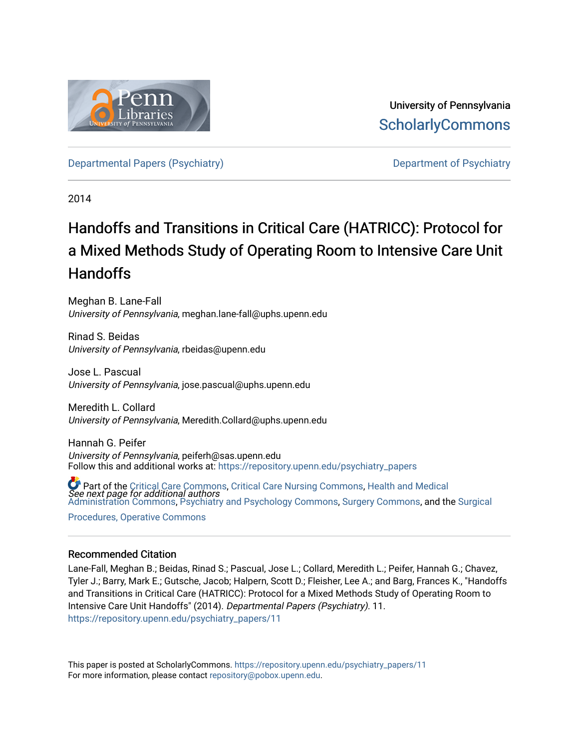University of Pennsylvania
ScholarlyCommons

Departmental Papers (Psychiatry) | Department of Psychiatry

2014

# Handoffs and Transitions in Critical Care (HATRICC): Protocol for a Mixed Methods Study of Operating Room to Intensive Care Unit Handoffs

Meghan B. Lane-Fall
*University of Pennsylvania*, meghan.lane-fall@uphs.upenn.edu

Rinad S. Beidas
*University of Pennsylvania*, rbeidas@upenn.edu

Jose L. Pascual
*University of Pennsylvania*, jose.pascual@uphs.upenn.edu

Meredith L. Collard
*University of Pennsylvania*, Meredith.Collard@uphs.upenn.edu

Hannah G. Peifer
*University of Pennsylvania*, peiferh@sas.upenn.edu

*See next page for additional authors*

Follow this and additional works at: https://repository.upenn.edu/psychiatry_papers

Part of the Critical Care Commons, Critical Care Nursing Commons, Health and Medical Administration Commons, Psychiatry and Psychology Commons, Surgery Commons, and the Surgical Procedures, Operative Commons

## Recommended Citation

Lane-Fall, Meghan B.; Beidas, Rinad S.; Pascual, Jose L.; Collard, Meredith L.; Peifer, Hannah G.; Chavez, Tyler J.; Barry, Mark E.; Gutsche, Jacob; Halpern, Scott D.; Fleisher, Lee A.; and Barg, Frances K., "Handoffs and Transitions in Critical Care (HATRICC): Protocol for a Mixed Methods Study of Operating Room to Intensive Care Unit Handoffs" (2014). *Departmental Papers (Psychiatry)*. 11.
https://repository.upenn.edu/psychiatry_papers/11

This paper is posted at ScholarlyCommons. https://repository.upenn.edu/psychiatry_papers/11
For more information, please contact repository@pobox.upenn.edu.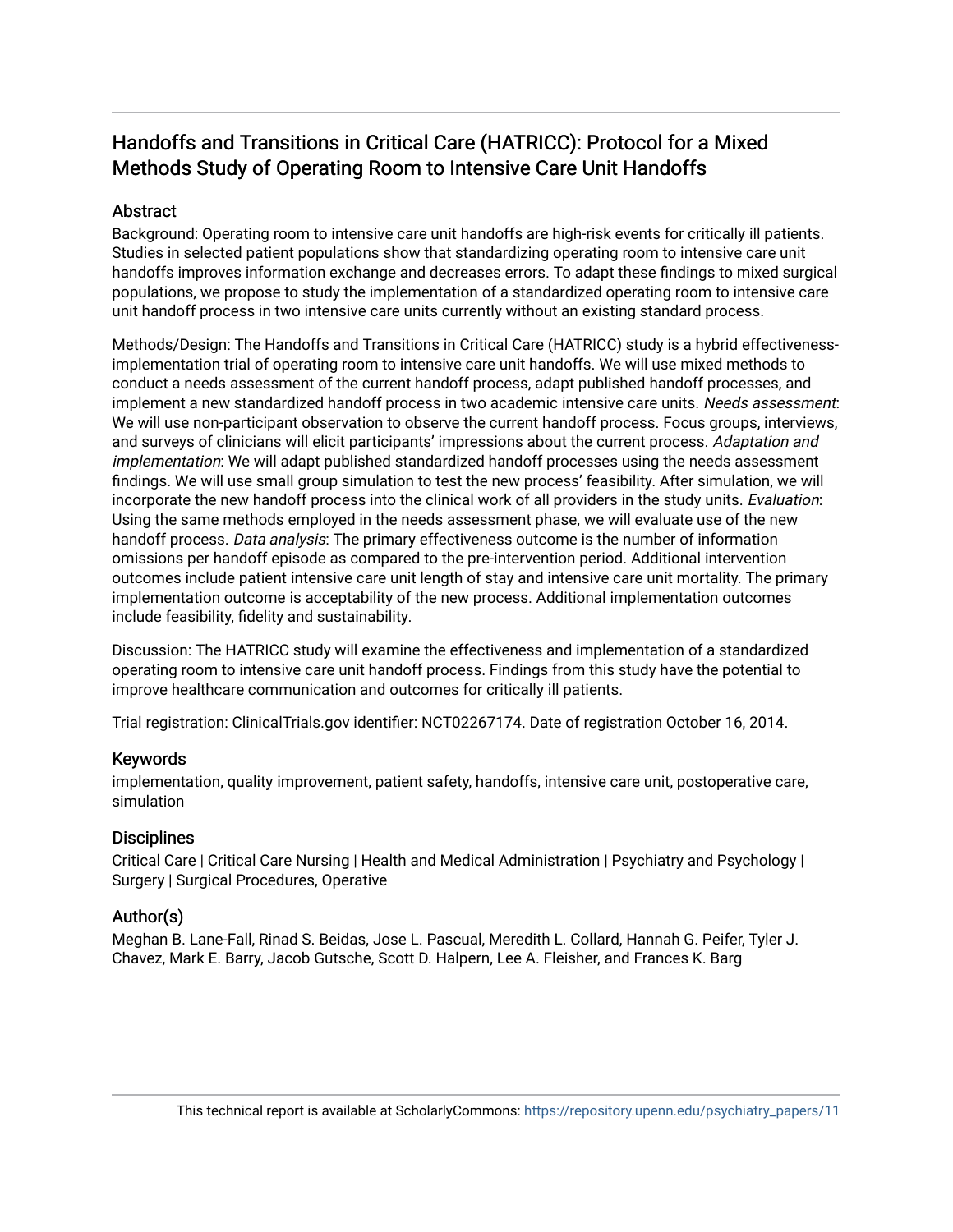# Handoffs and Transitions in Critical Care (HATRICC): Protocol for a Mixed Methods Study of Operating Room to Intensive Care Unit Handoffs

## Abstract

Background: Operating room to intensive care unit handoffs are high-risk events for critically ill patients. Studies in selected patient populations show that standardizing operating room to intensive care unit handoffs improves information exchange and decreases errors. To adapt these findings to mixed surgical populations, we propose to study the implementation of a standardized operating room to intensive care unit handoff process in two intensive care units currently without an existing standard process.

Methods/Design: The Handoffs and Transitions in Critical Care (HATRICC) study is a hybrid effectiveness-implementation trial of operating room to intensive care unit handoffs. We will use mixed methods to conduct a needs assessment of the current handoff process, adapt published handoff processes, and implement a new standardized handoff process in two academic intensive care units. *Needs assessment*: We will use non-participant observation to observe the current handoff process. Focus groups, interviews, and surveys of clinicians will elicit participants' impressions about the current process. *Adaptation and implementation*: We will adapt published standardized handoff processes using the needs assessment findings. We will use small group simulation to test the new process' feasibility. After simulation, we will incorporate the new handoff process into the clinical work of all providers in the study units. *Evaluation*: Using the same methods employed in the needs assessment phase, we will evaluate use of the new handoff process. *Data analysis*: The primary effectiveness outcome is the number of information omissions per handoff episode as compared to the pre-intervention period. Additional intervention outcomes include patient intensive care unit length of stay and intensive care unit mortality. The primary implementation outcome is acceptability of the new process. Additional implementation outcomes include feasibility, fidelity and sustainability.

Discussion: The HATRICC study will examine the effectiveness and implementation of a standardized operating room to intensive care unit handoff process. Findings from this study have the potential to improve healthcare communication and outcomes for critically ill patients.

Trial registration: ClinicalTrials.gov identifier: NCT02267174. Date of registration October 16, 2014.

## Keywords

implementation, quality improvement, patient safety, handoffs, intensive care unit, postoperative care, simulation

## Disciplines

Critical Care | Critical Care Nursing | Health and Medical Administration | Psychiatry and Psychology | Surgery | Surgical Procedures, Operative

## Author(s)

Meghan B. Lane-Fall, Rinad S. Beidas, Jose L. Pascual, Meredith L. Collard, Hannah G. Peifer, Tyler J. Chavez, Mark E. Barry, Jacob Gutsche, Scott D. Halpern, Lee A. Fleisher, and Frances K. Barg

This technical report is available at ScholarlyCommons: https://repository.upenn.edu/psychiatry_papers/11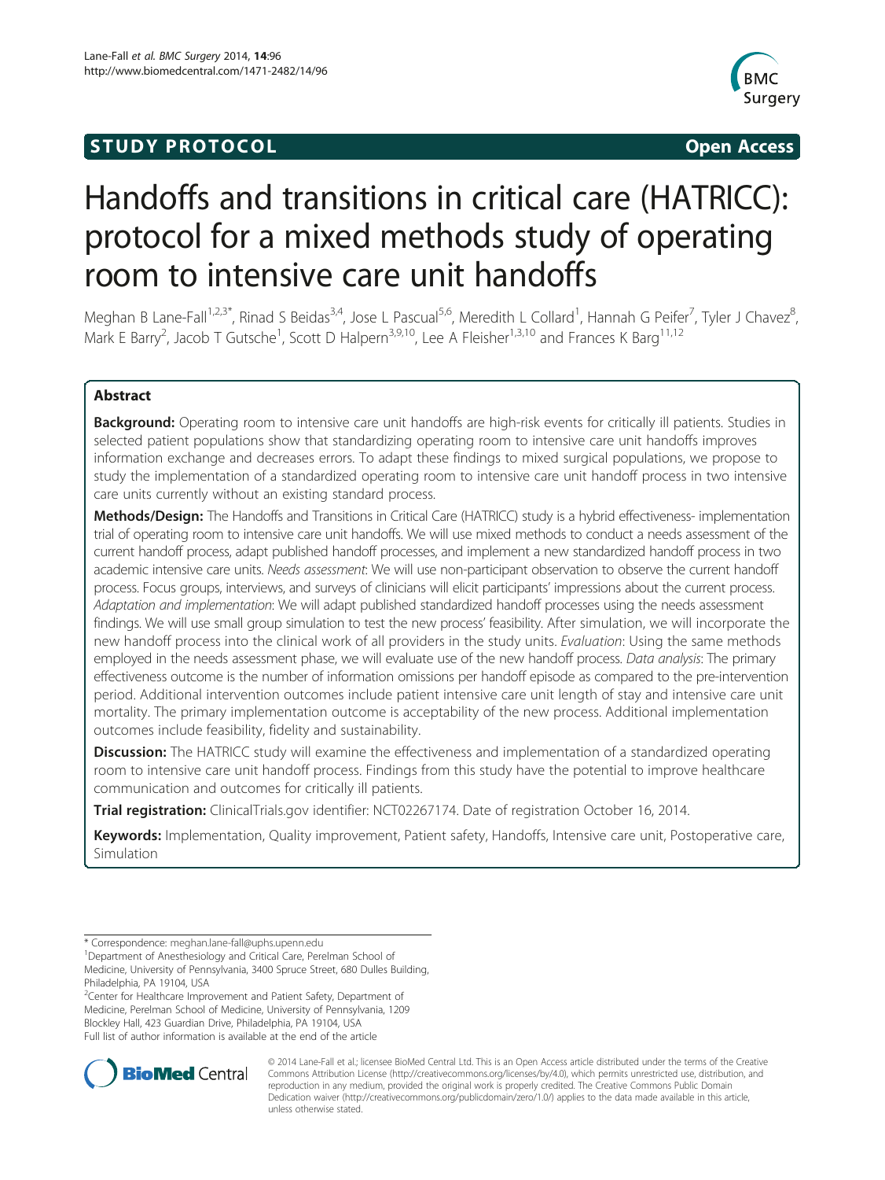# Handoffs and transitions in critical care (HATRICC): protocol for a mixed methods study of operating room to intensive care unit handoffs

Meghan B Lane-Fall[1,2,3*], Rinad S Beidas[3,4], Jose L Pascual[5,6], Meredith L Collard[1], Hannah G Peifer[7], Tyler J Chavez[8], Mark E Barry[2], Jacob T Gutsche[1], Scott D Halpern[3,9,10], Lee A Fleisher[1,3,10] and Frances K Barg[11,12]

## Abstract

**Background:** Operating room to intensive care unit handoffs are high-risk events for critically ill patients. Studies in selected patient populations show that standardizing operating room to intensive care unit handoffs improves information exchange and decreases errors. To adapt these findings to mixed surgical populations, we propose to study the implementation of a standardized operating room to intensive care unit handoff process in two intensive care units currently without an existing standard process.

**Methods/Design:** The Handoffs and Transitions in Critical Care (HATRICC) study is a hybrid effectiveness- implementation trial of operating room to intensive care unit handoffs. We will use mixed methods to conduct a needs assessment of the current handoff process, adapt published handoff processes, and implement a new standardized handoff process in two academic intensive care units. *Needs assessment*: We will use non-participant observation to observe the current handoff process. Focus groups, interviews, and surveys of clinicians will elicit participants' impressions about the current process. *Adaptation and implementation*: We will adapt published standardized handoff processes using the needs assessment findings. We will use small group simulation to test the new process' feasibility. After simulation, we will incorporate the new handoff process into the clinical work of all providers in the study units. *Evaluation*: Using the same methods employed in the needs assessment phase, we will evaluate use of the new handoff process. *Data analysis*: The primary effectiveness outcome is the number of information omissions per handoff episode as compared to the pre-intervention period. Additional intervention outcomes include patient intensive care unit length of stay and intensive care unit mortality. The primary implementation outcome is acceptability of the new process. Additional implementation outcomes include feasibility, fidelity and sustainability.

**Discussion:** The HATRICC study will examine the effectiveness and implementation of a standardized operating room to intensive care unit handoff process. Findings from this study have the potential to improve healthcare communication and outcomes for critically ill patients.

**Trial registration:** ClinicalTrials.gov identifier: NCT02267174. Date of registration October 16, 2014.

**Keywords:** Implementation, Quality improvement, Patient safety, Handoffs, Intensive care unit, Postoperative care, Simulation

* Correspondence: meghan.lane-fall@uphs.upenn.edu
[1]Department of Anesthesiology and Critical Care, Perelman School of Medicine, University of Pennsylvania, 3400 Spruce Street, 680 Dulles Building, Philadelphia, PA 19104, USA
[2]Center for Healthcare Improvement and Patient Safety, Department of Medicine, Perelman School of Medicine, University of Pennsylvania, 1209 Blockley Hall, 423 Guardian Drive, Philadelphia, PA 19104, USA
Full list of author information is available at the end of the article

© 2014 Lane-Fall et al.; licensee BioMed Central Ltd. This is an Open Access article distributed under the terms of the Creative Commons Attribution License (http://creativecommons.org/licenses/by/4.0), which permits unrestricted use, distribution, and reproduction in any medium, provided the original work is properly credited. The Creative Commons Public Domain Dedication waiver (http://creativecommons.org/publicdomain/zero/1.0/) applies to the data made available in this article, unless otherwise stated.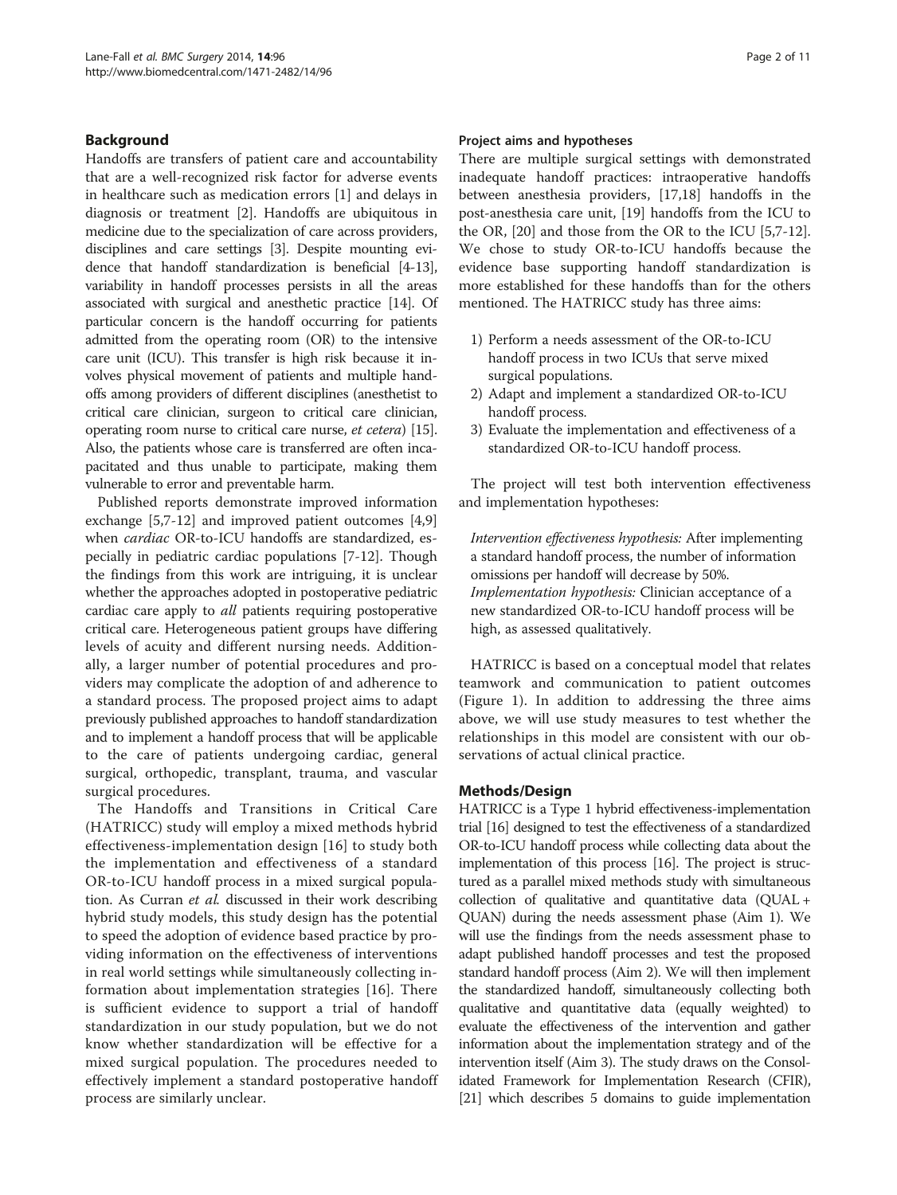## Background

Handoffs are transfers of patient care and accountability that are a well-recognized risk factor for adverse events in healthcare such as medication errors [1] and delays in diagnosis or treatment [2]. Handoffs are ubiquitous in medicine due to the specialization of care across providers, disciplines and care settings [3]. Despite mounting evidence that handoff standardization is beneficial [4-13], variability in handoff processes persists in all the areas associated with surgical and anesthetic practice [14]. Of particular concern is the handoff occurring for patients admitted from the operating room (OR) to the intensive care unit (ICU). This transfer is high risk because it involves physical movement of patients and multiple handoffs among providers of different disciplines (anesthetist to critical care clinician, surgeon to critical care clinician, operating room nurse to critical care nurse, *et cetera*) [15]. Also, the patients whose care is transferred are often incapacitated and thus unable to participate, making them vulnerable to error and preventable harm.

Published reports demonstrate improved information exchange [5,7-12] and improved patient outcomes [4,9] when *cardiac* OR-to-ICU handoffs are standardized, especially in pediatric cardiac populations [7-12]. Though the findings from this work are intriguing, it is unclear whether the approaches adopted in postoperative pediatric cardiac care apply to *all* patients requiring postoperative critical care. Heterogeneous patient groups have differing levels of acuity and different nursing needs. Additionally, a larger number of potential procedures and providers may complicate the adoption of and adherence to a standard process. The proposed project aims to adapt previously published approaches to handoff standardization and to implement a handoff process that will be applicable to the care of patients undergoing cardiac, general surgical, orthopedic, transplant, trauma, and vascular surgical procedures.

The Handoffs and Transitions in Critical Care (HATRICC) study will employ a mixed methods hybrid effectiveness-implementation design [16] to study both the implementation and effectiveness of a standard OR-to-ICU handoff process in a mixed surgical population. As Curran *et al.* discussed in their work describing hybrid study models, this study design has the potential to speed the adoption of evidence based practice by providing information on the effectiveness of interventions in real world settings while simultaneously collecting information about implementation strategies [16]. There is sufficient evidence to support a trial of handoff standardization in our study population, but we do not know whether standardization will be effective for a mixed surgical population. The procedures needed to effectively implement a standard postoperative handoff process are similarly unclear.

### Project aims and hypotheses

There are multiple surgical settings with demonstrated inadequate handoff practices: intraoperative handoffs between anesthesia providers, [17,18] handoffs in the post-anesthesia care unit, [19] handoffs from the ICU to the OR, [20] and those from the OR to the ICU [5,7-12]. We chose to study OR-to-ICU handoffs because the evidence base supporting handoff standardization is more established for these handoffs than for the others mentioned. The HATRICC study has three aims:

1) Perform a needs assessment of the OR-to-ICU handoff process in two ICUs that serve mixed surgical populations.
2) Adapt and implement a standardized OR-to-ICU handoff process.
3) Evaluate the implementation and effectiveness of a standardized OR-to-ICU handoff process.

The project will test both intervention effectiveness and implementation hypotheses:

*Intervention effectiveness hypothesis:* After implementing a standard handoff process, the number of information omissions per handoff will decrease by 50%.
*Implementation hypothesis:* Clinician acceptance of a new standardized OR-to-ICU handoff process will be high, as assessed qualitatively.

HATRICC is based on a conceptual model that relates teamwork and communication to patient outcomes (Figure 1). In addition to addressing the three aims above, we will use study measures to test whether the relationships in this model are consistent with our observations of actual clinical practice.

## Methods/Design

HATRICC is a Type 1 hybrid effectiveness-implementation trial [16] designed to test the effectiveness of a standardized OR-to-ICU handoff process while collecting data about the implementation of this process [16]. The project is structured as a parallel mixed methods study with simultaneous collection of qualitative and quantitative data (QUAL + QUAN) during the needs assessment phase (Aim 1). We will use the findings from the needs assessment phase to adapt published handoff processes and test the proposed standard handoff process (Aim 2). We will then implement the standardized handoff, simultaneously collecting both qualitative and quantitative data (equally weighted) to evaluate the effectiveness of the intervention and gather information about the implementation strategy and of the intervention itself (Aim 3). The study draws on the Consolidated Framework for Implementation Research (CFIR), [21] which describes 5 domains to guide implementation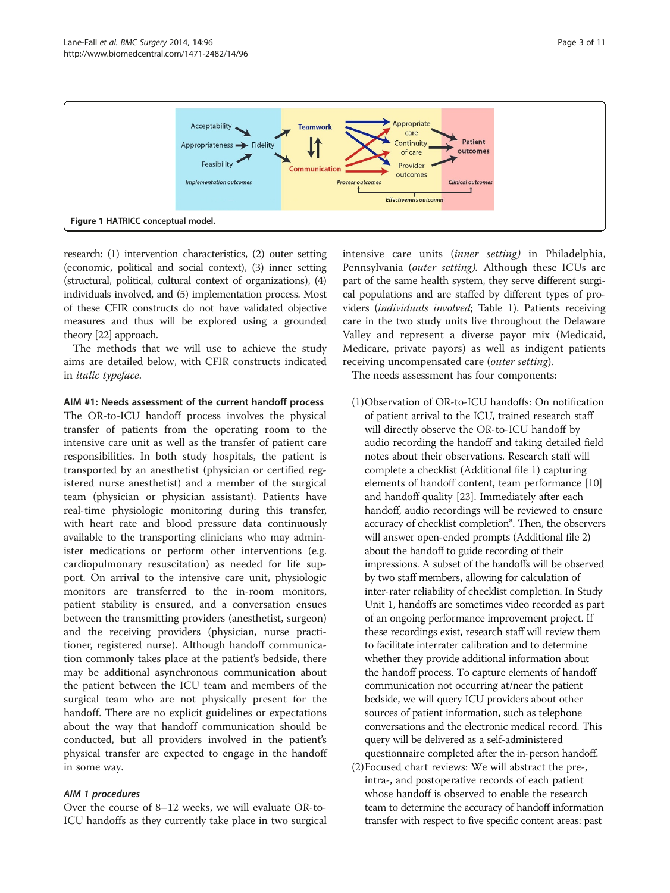Figure 1 HATRICC conceptual model.

research: (1) intervention characteristics, (2) outer setting (economic, political and social context), (3) inner setting (structural, political, cultural context of organizations), (4) individuals involved, and (5) implementation process. Most of these CFIR constructs do not have validated objective measures and thus will be explored using a grounded theory [22] approach.

The methods that we will use to achieve the study aims are detailed below, with CFIR constructs indicated in *italic typeface*.

### AIM #1: Needs assessment of the current handoff process

The OR-to-ICU handoff process involves the physical transfer of patients from the operating room to the intensive care unit as well as the transfer of patient care responsibilities. In both study hospitals, the patient is transported by an anesthetist (physician or certified registered nurse anesthetist) and a member of the surgical team (physician or physician assistant). Patients have real-time physiologic monitoring during this transfer, with heart rate and blood pressure data continuously available to the transporting clinicians who may administer medications or perform other interventions (e.g. cardiopulmonary resuscitation) as needed for life support. On arrival to the intensive care unit, physiologic monitors are transferred to the in-room monitors, patient stability is ensured, and a conversation ensues between the transmitting providers (anesthetist, surgeon) and the receiving providers (physician, nurse practitioner, registered nurse). Although handoff communication commonly takes place at the patient's bedside, there may be additional asynchronous communication about the patient between the ICU team and members of the surgical team who are not physically present for the handoff. There are no explicit guidelines or expectations about the way that handoff communication should be conducted, but all providers involved in the patient's physical transfer are expected to engage in the handoff in some way.

#### *AIM 1 procedures*

Over the course of 8–12 weeks, we will evaluate OR-to-ICU handoffs as they currently take place in two surgical intensive care units (*inner setting*) in Philadelphia, Pennsylvania (*outer setting*). Although these ICUs are part of the same health system, they serve different surgical populations and are staffed by different types of providers (*individuals involved*; Table 1). Patients receiving care in the two study units live throughout the Delaware Valley and represent a diverse payor mix (Medicaid, Medicare, private payors) as well as indigent patients receiving uncompensated care (*outer setting*).

The needs assessment has four components:

(1) Observation of OR-to-ICU handoffs: On notification of patient arrival to the ICU, trained research staff will directly observe the OR-to-ICU handoff by audio recording the handoff and taking detailed field notes about their observations. Research staff will complete a checklist (Additional file 1) capturing elements of handoff content, team performance [10] and handoff quality [23]. Immediately after each handoff, audio recordings will be reviewed to ensure accuracy of checklist completion[a]. Then, the observers will answer open-ended prompts (Additional file 2) about the handoff to guide recording of their impressions. A subset of the handoffs will be observed by two staff members, allowing for calculation of inter-rater reliability of checklist completion. In Study Unit 1, handoffs are sometimes video recorded as part of an ongoing performance improvement project. If these recordings exist, research staff will review them to facilitate interrater calibration and to determine whether they provide additional information about the handoff process. To capture elements of handoff communication not occurring at/near the patient bedside, we will query ICU providers about other sources of patient information, such as telephone conversations and the electronic medical record. This query will be delivered as a self-administered questionnaire completed after the in-person handoff.

(2) Focused chart reviews: We will abstract the pre-, intra-, and postoperative records of each patient whose handoff is observed to enable the research team to determine the accuracy of handoff information transfer with respect to five specific content areas: past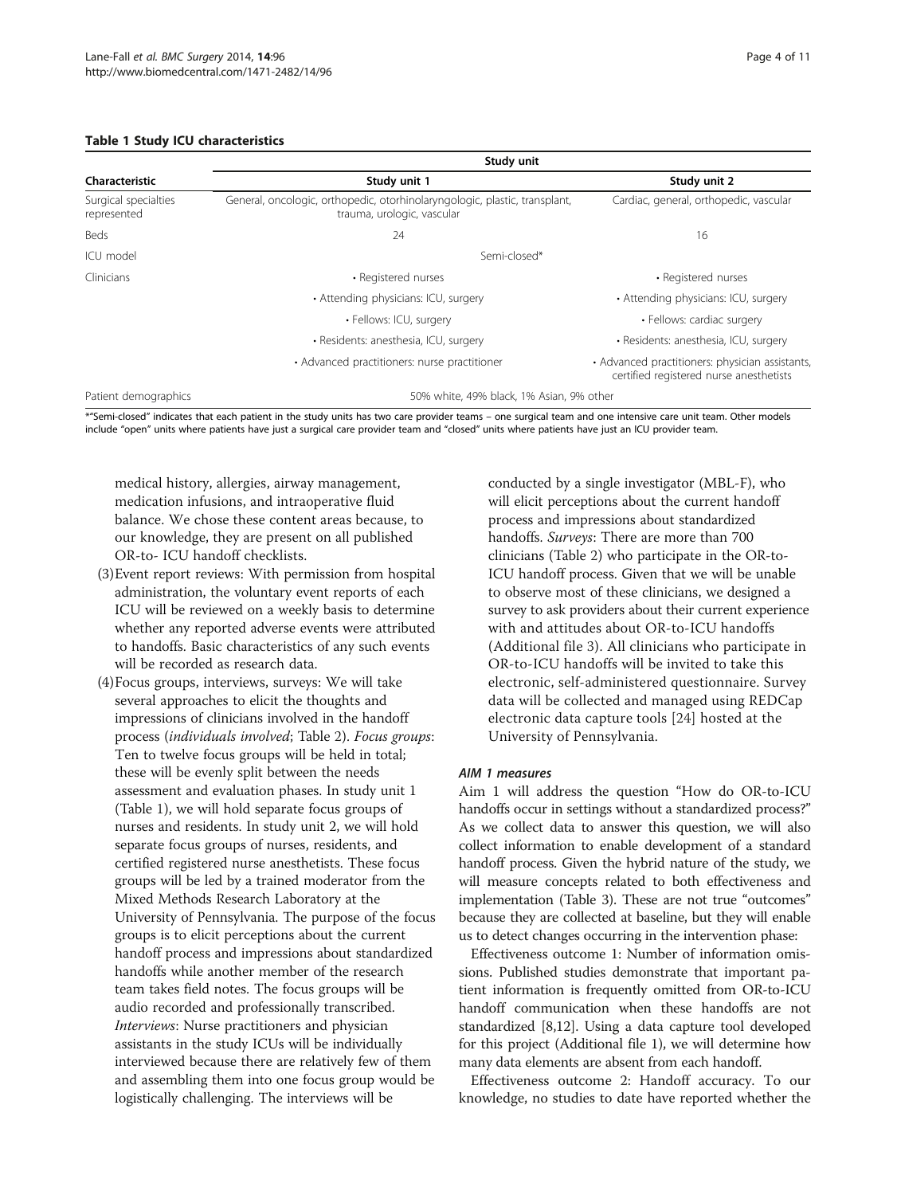**Table 1 Study ICU characteristics**

| Characteristic | Study unit | |
|---|---|---|
| | Study unit 1 | Study unit 2 |
| Surgical specialties represented | General, oncologic, orthopedic, otorhinolaryngologic, plastic, transplant, trauma, urologic, vascular | Cardiac, general, orthopedic, vascular |
| Beds | 24 | 16 |
| ICU model | Semi-closed* | |
| Clinicians | • Registered nurses | • Registered nurses |
| | • Attending physicians: ICU, surgery | • Attending physicians: ICU, surgery |
| | • Fellows: ICU, surgery | • Fellows: cardiac surgery |
| | • Residents: anesthesia, ICU, surgery | • Residents: anesthesia, ICU, surgery |
| | • Advanced practitioners: nurse practitioner | • Advanced practitioners: physician assistants, certified registered nurse anesthetists |
| Patient demographics | 50% white, 49% black, 1% Asian, 9% other | |

*"Semi-closed" indicates that each patient in the study units has two care provider teams – one surgical team and one intensive care unit team. Other models include "open" units where patients have just a surgical care provider team and "closed" units where patients have just an ICU provider team.

medical history, allergies, airway management, medication infusions, and intraoperative fluid balance. We chose these content areas because, to our knowledge, they are present on all published OR-to- ICU handoff checklists.

(3) Event report reviews: With permission from hospital administration, the voluntary event reports of each ICU will be reviewed on a weekly basis to determine whether any reported adverse events were attributed to handoffs. Basic characteristics of any such events will be recorded as research data.

(4) Focus groups, interviews, surveys: We will take several approaches to elicit the thoughts and impressions of clinicians involved in the handoff process (*individuals involved*; Table 2). *Focus groups*: Ten to twelve focus groups will be held in total; these will be evenly split between the needs assessment and evaluation phases. In study unit 1 (Table 1), we will hold separate focus groups of nurses and residents. In study unit 2, we will hold separate focus groups of nurses, residents, and certified registered nurse anesthetists. These focus groups will be led by a trained moderator from the Mixed Methods Research Laboratory at the University of Pennsylvania. The purpose of the focus groups is to elicit perceptions about the current handoff process and impressions about standardized handoffs while another member of the research team takes field notes. The focus groups will be audio recorded and professionally transcribed. *Interviews*: Nurse practitioners and physician assistants in the study ICUs will be individually interviewed because there are relatively few of them and assembling them into one focus group would be logistically challenging. The interviews will be conducted by a single investigator (MBL-F), who will elicit perceptions about the current handoff process and impressions about standardized handoffs. *Surveys*: There are more than 700 clinicians (Table 2) who participate in the OR-to-ICU handoff process. Given that we will be unable to observe most of these clinicians, we designed a survey to ask providers about their current experience with and attitudes about OR-to-ICU handoffs (Additional file 3). All clinicians who participate in OR-to-ICU handoffs will be invited to take this electronic, self-administered questionnaire. Survey data will be collected and managed using REDCap electronic data capture tools [24] hosted at the University of Pennsylvania.

#### *AIM 1 measures*

Aim 1 will address the question "How do OR-to-ICU handoffs occur in settings without a standardized process?" As we collect data to answer this question, we will also collect information to enable development of a standard handoff process. Given the hybrid nature of the study, we will measure concepts related to both effectiveness and implementation (Table 3). These are not true "outcomes" because they are collected at baseline, but they will enable us to detect changes occurring in the intervention phase:

Effectiveness outcome 1: Number of information omissions. Published studies demonstrate that important patient information is frequently omitted from OR-to-ICU handoff communication when these handoffs are not standardized [8,12]. Using a data capture tool developed for this project (Additional file 1), we will determine how many data elements are absent from each handoff.

Effectiveness outcome 2: Handoff accuracy. To our knowledge, no studies to date have reported whether the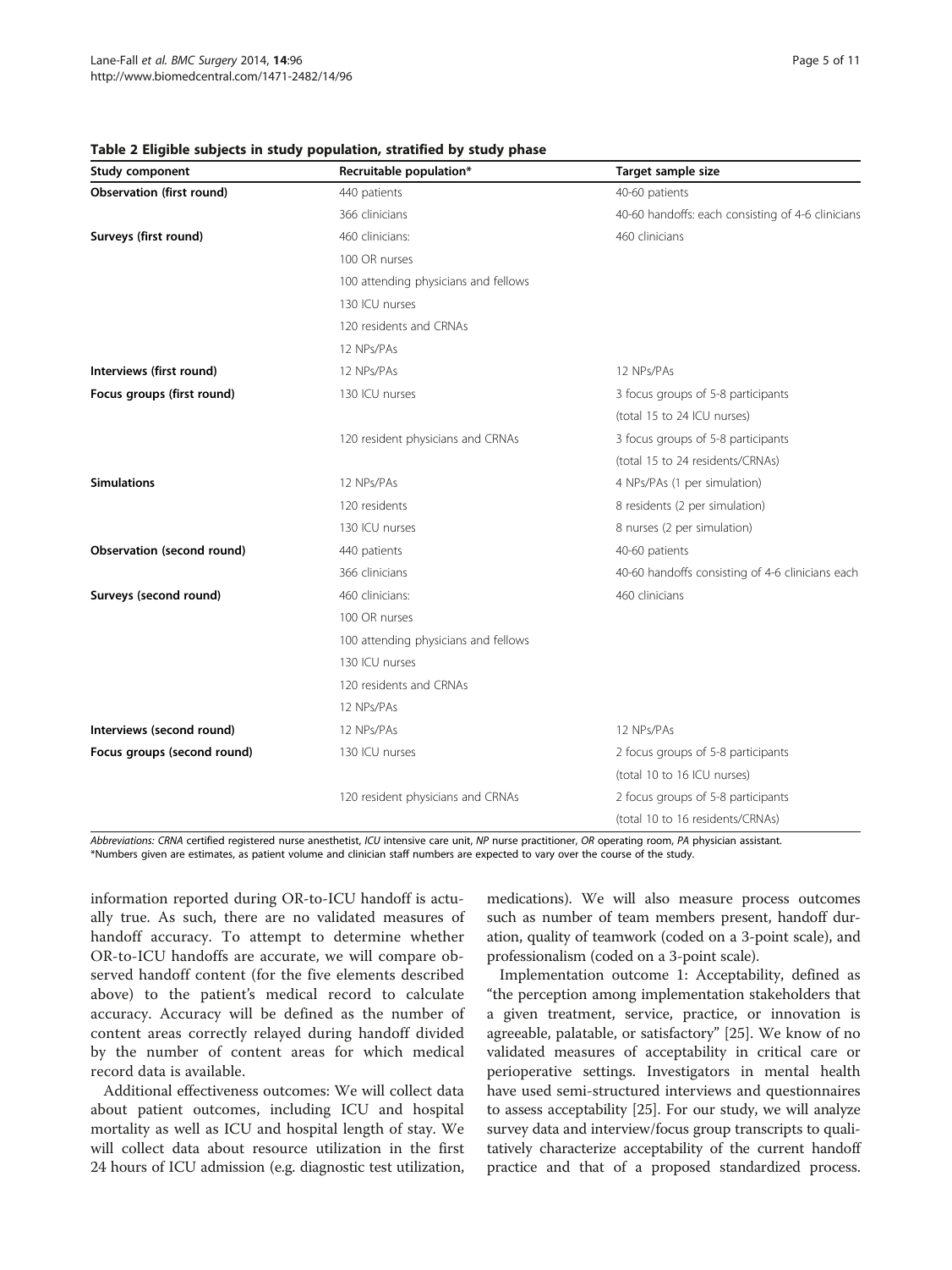**Table 2 Eligible subjects in study population, stratified by study phase**

| Study component | Recruitable population* | Target sample size |
|---|---|---|
| **Observation (first round)** | 440 patients | 40-60 patients |
| | 366 clinicians | 40-60 handoffs: each consisting of 4-6 clinicians |
| **Surveys (first round)** | 460 clinicians: | 460 clinicians |
| | 100 OR nurses | |
| | 100 attending physicians and fellows | |
| | 130 ICU nurses | |
| | 120 residents and CRNAs | |
| | 12 NPs/PAs | |
| **Interviews (first round)** | 12 NPs/PAs | 12 NPs/PAs |
| **Focus groups (first round)** | 130 ICU nurses | 3 focus groups of 5-8 participants |
| | | (total 15 to 24 ICU nurses) |
| | 120 resident physicians and CRNAs | 3 focus groups of 5-8 participants |
| | | (total 15 to 24 residents/CRNAs) |
| **Simulations** | 12 NPs/PAs | 4 NPs/PAs (1 per simulation) |
| | 120 residents | 8 residents (2 per simulation) |
| | 130 ICU nurses | 8 nurses (2 per simulation) |
| **Observation (second round)** | 440 patients | 40-60 patients |
| | 366 clinicians | 40-60 handoffs consisting of 4-6 clinicians each |
| **Surveys (second round)** | 460 clinicians: | 460 clinicians |
| | 100 OR nurses | |
| | 100 attending physicians and fellows | |
| | 130 ICU nurses | |
| | 120 residents and CRNAs | |
| | 12 NPs/PAs | |
| **Interviews (second round)** | 12 NPs/PAs | 12 NPs/PAs |
| **Focus groups (second round)** | 130 ICU nurses | 2 focus groups of 5-8 participants |
| | | (total 10 to 16 ICU nurses) |
| | 120 resident physicians and CRNAs | 2 focus groups of 5-8 participants |
| | | (total 10 to 16 residents/CRNAs) |

*Abbreviations: CRNA* certified registered nurse anesthetist, *ICU* intensive care unit, *NP* nurse practitioner, *OR* operating room, *PA* physician assistant.
*Numbers given are estimates, as patient volume and clinician staff numbers are expected to vary over the course of the study.

information reported during OR-to-ICU handoff is actually true. As such, there are no validated measures of handoff accuracy. To attempt to determine whether OR-to-ICU handoffs are accurate, we will compare observed handoff content (for the five elements described above) to the patient's medical record to calculate accuracy. Accuracy will be defined as the number of content areas correctly relayed during handoff divided by the number of content areas for which medical record data is available.

Additional effectiveness outcomes: We will collect data about patient outcomes, including ICU and hospital mortality as well as ICU and hospital length of stay. We will collect data about resource utilization in the first 24 hours of ICU admission (e.g. diagnostic test utilization, medications). We will also measure process outcomes such as number of team members present, handoff duration, quality of teamwork (coded on a 3-point scale), and professionalism (coded on a 3-point scale).

Implementation outcome 1: Acceptability, defined as "the perception among implementation stakeholders that a given treatment, service, practice, or innovation is agreeable, palatable, or satisfactory" [25]. We know of no validated measures of acceptability in critical care or perioperative settings. Investigators in mental health have used semi-structured interviews and questionnaires to assess acceptability [25]. For our study, we will analyze survey data and interview/focus group transcripts to qualitatively characterize acceptability of the current handoff practice and that of a proposed standardized process.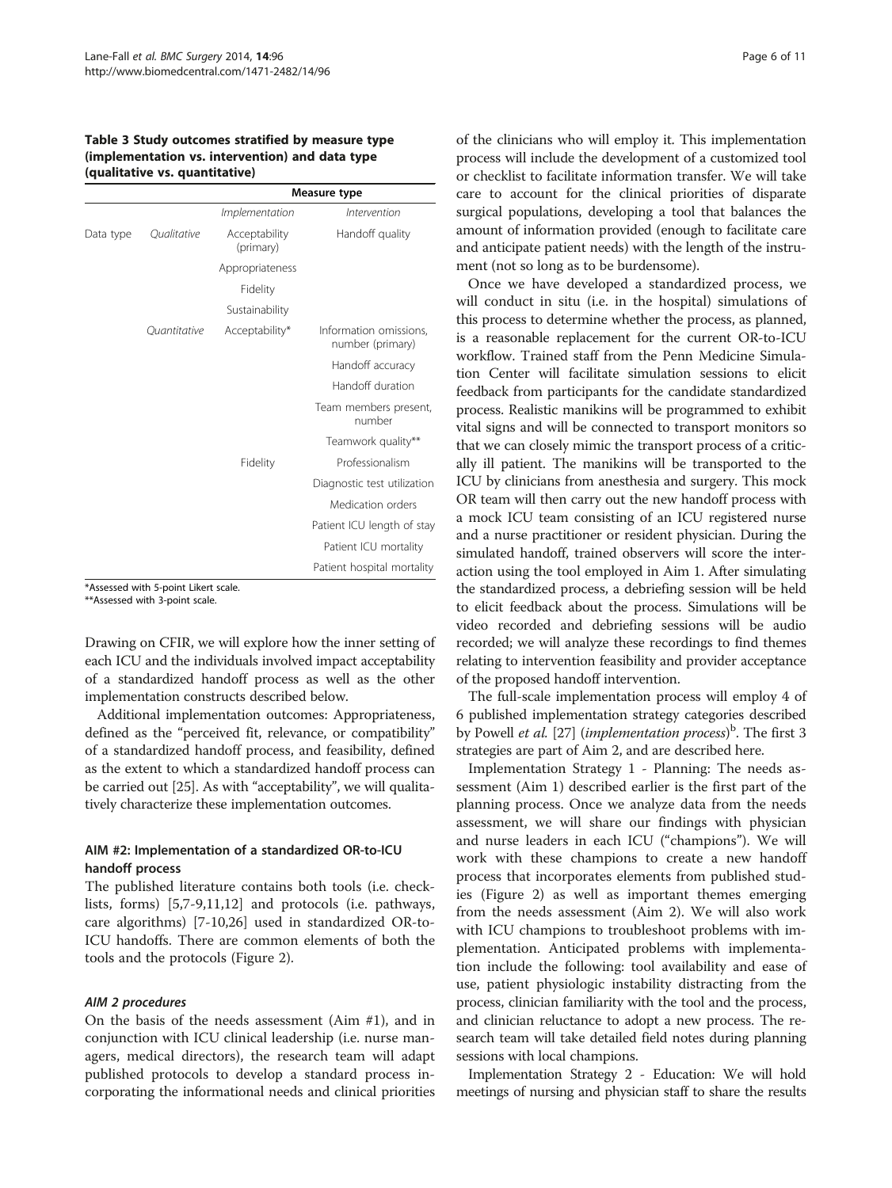**Table 3 Study outcomes stratified by measure type (implementation vs. intervention) and data type (qualitative vs. quantitative)**

| | | Measure type | |
|---|---|---|---|
| | | *Implementation* | *Intervention* |
| Data type | *Qualitative* | Acceptability (primary) | Handoff quality |
| | | Appropriateness | |
| | | Fidelity | |
| | | Sustainability | |
| | *Quantitative* | Acceptability* | Information omissions, number (primary) |
| | | | Handoff accuracy |
| | | | Handoff duration |
| | | | Team members present, number |
| | | | Teamwork quality** |
| | | Fidelity | Professionalism |
| | | | Diagnostic test utilization |
| | | | Medication orders |
| | | | Patient ICU length of stay |
| | | | Patient ICU mortality |
| | | | Patient hospital mortality |

*Assessed with 5-point Likert scale.
**Assessed with 3-point scale.

Drawing on CFIR, we will explore how the inner setting of each ICU and the individuals involved impact acceptability of a standardized handoff process as well as the other implementation constructs described below.

Additional implementation outcomes: Appropriateness, defined as the "perceived fit, relevance, or compatibility" of a standardized handoff process, and feasibility, defined as the extent to which a standardized handoff process can be carried out [25]. As with "acceptability", we will qualitatively characterize these implementation outcomes.

### AIM #2: Implementation of a standardized OR-to-ICU handoff process

The published literature contains both tools (i.e. checklists, forms) [5,7-9,11,12] and protocols (i.e. pathways, care algorithms) [7-10,26] used in standardized OR-to-ICU handoffs. There are common elements of both the tools and the protocols (Figure 2).

#### *AIM 2 procedures*

On the basis of the needs assessment (Aim #1), and in conjunction with ICU clinical leadership (i.e. nurse managers, medical directors), the research team will adapt published protocols to develop a standard process incorporating the informational needs and clinical priorities of the clinicians who will employ it. This implementation process will include the development of a customized tool or checklist to facilitate information transfer. We will take care to account for the clinical priorities of disparate surgical populations, developing a tool that balances the amount of information provided (enough to facilitate care and anticipate patient needs) with the length of the instrument (not so long as to be burdensome).

Once we have developed a standardized process, we will conduct in situ (i.e. in the hospital) simulations of this process to determine whether the process, as planned, is a reasonable replacement for the current OR-to-ICU workflow. Trained staff from the Penn Medicine Simulation Center will facilitate simulation sessions to elicit feedback from participants for the candidate standardized process. Realistic manikins will be programmed to exhibit vital signs and will be connected to transport monitors so that we can closely mimic the transport process of a critically ill patient. The manikins will be transported to the ICU by clinicians from anesthesia and surgery. This mock OR team will then carry out the new handoff process with a mock ICU team consisting of an ICU registered nurse and a nurse practitioner or resident physician. During the simulated handoff, trained observers will score the interaction using the tool employed in Aim 1. After simulating the standardized process, a debriefing session will be held to elicit feedback about the process. Simulations will be video recorded and debriefing sessions will be audio recorded; we will analyze these recordings to find themes relating to intervention feasibility and provider acceptance of the proposed handoff intervention.

The full-scale implementation process will employ 4 of 6 published implementation strategy categories described by Powell *et al.* [27] (*implementation process*)[b]. The first 3 strategies are part of Aim 2, and are described here.

Implementation Strategy 1 - Planning: The needs assessment (Aim 1) described earlier is the first part of the planning process. Once we analyze data from the needs assessment, we will share our findings with physician and nurse leaders in each ICU ("champions"). We will work with these champions to create a new handoff process that incorporates elements from published studies (Figure 2) as well as important themes emerging from the needs assessment (Aim 2). We will also work with ICU champions to troubleshoot problems with implementation. Anticipated problems with implementation include the following: tool availability and ease of use, patient physiologic instability distracting from the process, clinician familiarity with the tool and the process, and clinician reluctance to adopt a new process. The research team will take detailed field notes during planning sessions with local champions.

Implementation Strategy 2 - Education: We will hold meetings of nursing and physician staff to share the results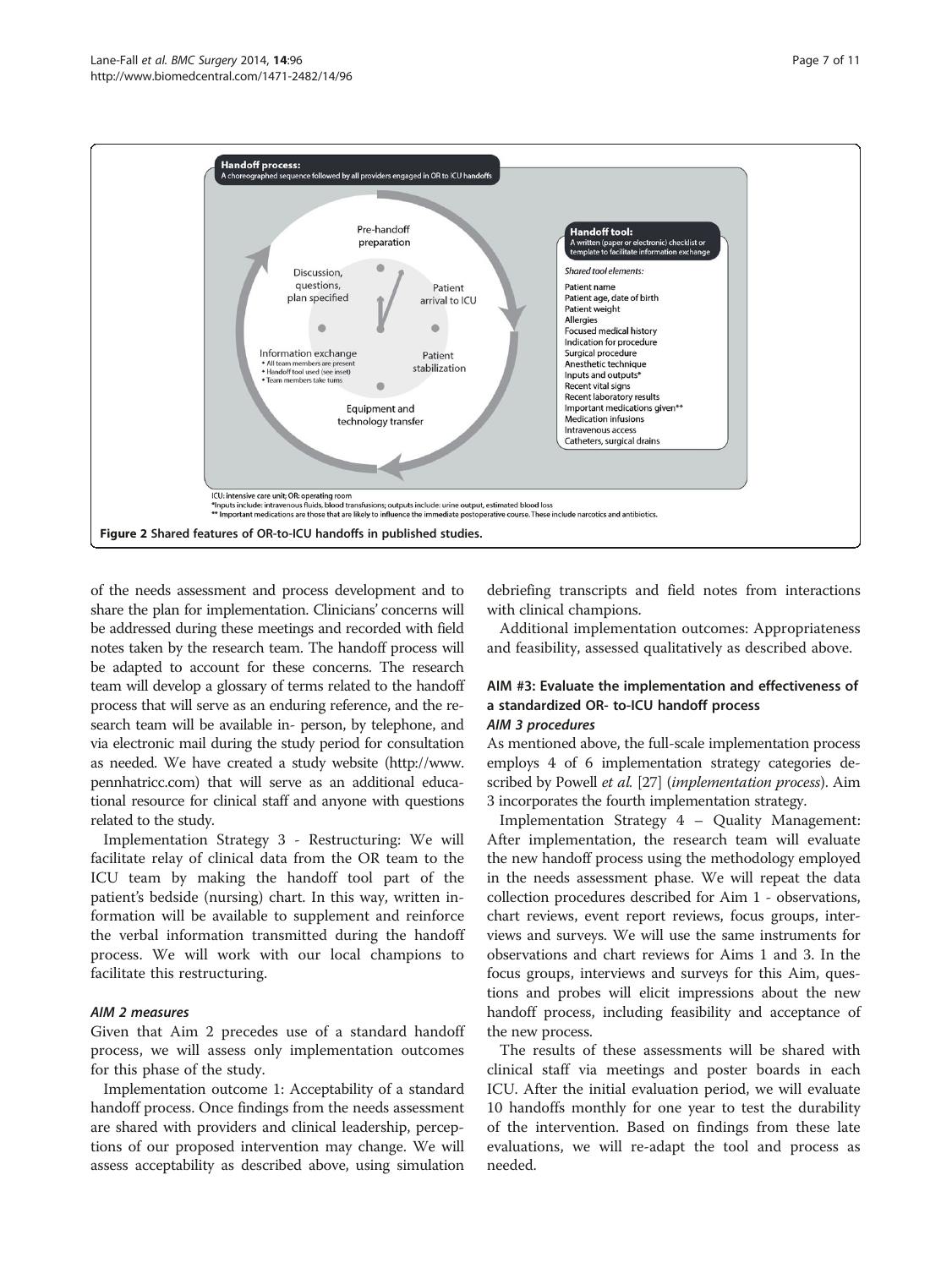Handoff process:
A choreographed sequence followed by all providers engaged in OR to ICU handoffs

Pre-handoff preparation

Patient arrival to ICU

Patient stabilization

Equipment and technology transfer

Information exchange
- All team members are present
- Handoff tool used (see inset)
- Team members take turns

Discussion, questions, plan specified

Handoff tool:
A written (paper or electronic) checklist or template to facilitate information exchange

Shared tool elements:

Patient name
Patient age, date of birth
Patient weight
Allergies
Focused medical history
Indication for procedure
Surgical procedure
Anesthetic technique
Inputs and outputs*
Recent vital signs
Recent laboratory results
Important medications given**
Medication infusions
Intravenous access
Catheters, surgical drains

ICU: intensive care unit; OR: operating room
*Inputs include: intravenous fluids, blood transfusions; outputs include: urine output, estimated blood loss
** Important medications are those that are likely to influence the immediate postoperative course. These include narcotics and antibiotics.

**Figure 2** Shared features of OR-to-ICU handoffs in published studies.

of the needs assessment and process development and to share the plan for implementation. Clinicians' concerns will be addressed during these meetings and recorded with field notes taken by the research team. The handoff process will be adapted to account for these concerns. The research team will develop a glossary of terms related to the handoff process that will serve as an enduring reference, and the research team will be available in- person, by telephone, and via electronic mail during the study period for consultation as needed. We have created a study website (http://www.pennhatricc.com) that will serve as an additional educational resource for clinical staff and anyone with questions related to the study.

Implementation Strategy 3 - Restructuring: We will facilitate relay of clinical data from the OR team to the ICU team by making the handoff tool part of the patient's bedside (nursing) chart. In this way, written information will be available to supplement and reinforce the verbal information transmitted during the handoff process. We will work with our local champions to facilitate this restructuring.

#### *AIM 2 measures*

Given that Aim 2 precedes use of a standard handoff process, we will assess only implementation outcomes for this phase of the study.

Implementation outcome 1: Acceptability of a standard handoff process. Once findings from the needs assessment are shared with providers and clinical leadership, perceptions of our proposed intervention may change. We will assess acceptability as described above, using simulation debriefing transcripts and field notes from interactions with clinical champions.

Additional implementation outcomes: Appropriateness and feasibility, assessed qualitatively as described above.

### AIM #3: Evaluate the implementation and effectiveness of a standardized OR- to-ICU handoff process

#### *AIM 3 procedures*

As mentioned above, the full-scale implementation process employs 4 of 6 implementation strategy categories described by Powell *et al.* [27] (*implementation process*). Aim 3 incorporates the fourth implementation strategy.

Implementation Strategy 4 – Quality Management: After implementation, the research team will evaluate the new handoff process using the methodology employed in the needs assessment phase. We will repeat the data collection procedures described for Aim 1 - observations, chart reviews, event report reviews, focus groups, interviews and surveys. We will use the same instruments for observations and chart reviews for Aims 1 and 3. In the focus groups, interviews and surveys for this Aim, questions and probes will elicit impressions about the new handoff process, including feasibility and acceptance of the new process.

The results of these assessments will be shared with clinical staff via meetings and poster boards in each ICU. After the initial evaluation period, we will evaluate 10 handoffs monthly for one year to test the durability of the intervention. Based on findings from these late evaluations, we will re-adapt the tool and process as needed.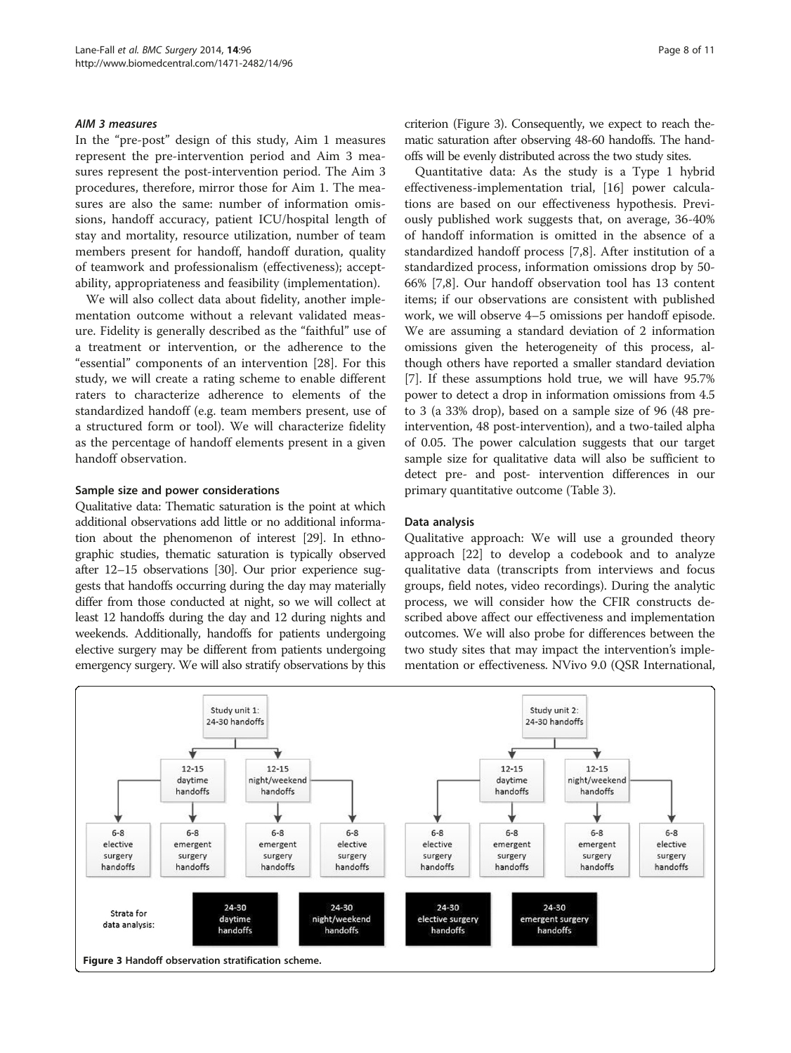#### AIM 3 measures

In the "pre-post" design of this study, Aim 1 measures represent the pre-intervention period and Aim 3 measures represent the post-intervention period. The Aim 3 procedures, therefore, mirror those for Aim 1. The measures are also the same: number of information omissions, handoff accuracy, patient ICU/hospital length of stay and mortality, resource utilization, number of team members present for handoff, handoff duration, quality of teamwork and professionalism (effectiveness); acceptability, appropriateness and feasibility (implementation).

We will also collect data about fidelity, another implementation outcome without a relevant validated measure. Fidelity is generally described as the "faithful" use of a treatment or intervention, or the adherence to the "essential" components of an intervention [28]. For this study, we will create a rating scheme to enable different raters to characterize adherence to elements of the standardized handoff (e.g. team members present, use of a structured form or tool). We will characterize fidelity as the percentage of handoff elements present in a given handoff observation.

### Sample size and power considerations

Qualitative data: Thematic saturation is the point at which additional observations add little or no additional information about the phenomenon of interest [29]. In ethnographic studies, thematic saturation is typically observed after 12–15 observations [30]. Our prior experience suggests that handoffs occurring during the day may materially differ from those conducted at night, so we will collect at least 12 handoffs during the day and 12 during nights and weekends. Additionally, handoffs for patients undergoing elective surgery may be different from patients undergoing emergency surgery. We will also stratify observations by this criterion (Figure 3). Consequently, we expect to reach thematic saturation after observing 48-60 handoffs. The handoffs will be evenly distributed across the two study sites.

Quantitative data: As the study is a Type 1 hybrid effectiveness-implementation trial, [16] power calculations are based on our effectiveness hypothesis. Previously published work suggests that, on average, 36-40% of handoff information is omitted in the absence of a standardized handoff process [7,8]. After institution of a standardized process, information omissions drop by 50-66% [7,8]. Our handoff observation tool has 13 content items; if our observations are consistent with published work, we will observe 4–5 omissions per handoff episode. We are assuming a standard deviation of 2 information omissions given the heterogeneity of this process, although others have reported a smaller standard deviation [7]. If these assumptions hold true, we will have 95.7% power to detect a drop in information omissions from 4.5 to 3 (a 33% drop), based on a sample size of 96 (48 pre-intervention, 48 post-intervention), and a two-tailed alpha of 0.05. The power calculation suggests that our target sample size for qualitative data will also be sufficient to detect pre- and post- intervention differences in our primary quantitative outcome (Table 3).

### Data analysis

Qualitative approach: We will use a grounded theory approach [22] to develop a codebook and to analyze qualitative data (transcripts from interviews and focus groups, field notes, video recordings). During the analytic process, we will consider how the CFIR constructs described above affect our effectiveness and implementation outcomes. We will also probe for differences between the two study sites that may impact the intervention's implementation or effectiveness. NVivo 9.0 (QSR International,

Study unit 1: 24-30 handoffs → 12-15 daytime handoffs (6-8 elective surgery handoffs; 6-8 emergent surgery handoffs); 12-15 night/weekend handoffs (6-8 emergent surgery handoffs; 6-8 elective surgery handoffs)

Study unit 2: 24-30 handoffs → 12-15 daytime handoffs (6-8 elective surgery handoffs; 6-8 emergent surgery handoffs); 12-15 night/weekend handoffs (6-8 emergent surgery handoffs; 6-8 elective surgery handoffs)

Strata for data analysis: 24-30 daytime handoffs; 24-30 night/weekend handoffs; 24-30 elective surgery handoffs; 24-30 emergent surgery handoffs

**Figure 3** Handoff observation stratification scheme.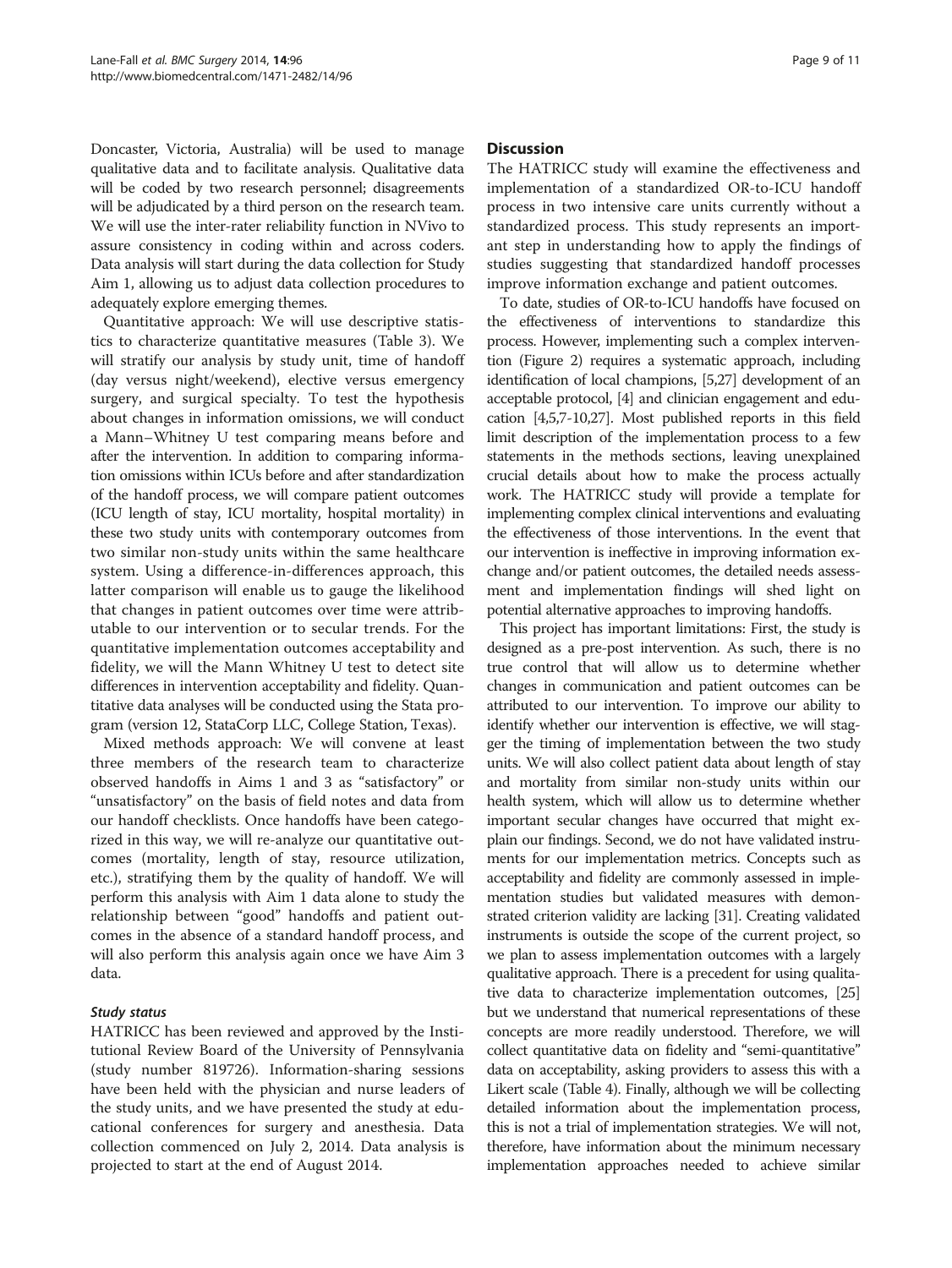Doncaster, Victoria, Australia) will be used to manage qualitative data and to facilitate analysis. Qualitative data will be coded by two research personnel; disagreements will be adjudicated by a third person on the research team. We will use the inter-rater reliability function in NVivo to assure consistency in coding within and across coders. Data analysis will start during the data collection for Study Aim 1, allowing us to adjust data collection procedures to adequately explore emerging themes.

Quantitative approach: We will use descriptive statistics to characterize quantitative measures (Table 3). We will stratify our analysis by study unit, time of handoff (day versus night/weekend), elective versus emergency surgery, and surgical specialty. To test the hypothesis about changes in information omissions, we will conduct a Mann–Whitney U test comparing means before and after the intervention. In addition to comparing information omissions within ICUs before and after standardization of the handoff process, we will compare patient outcomes (ICU length of stay, ICU mortality, hospital mortality) in these two study units with contemporary outcomes from two similar non-study units within the same healthcare system. Using a difference-in-differences approach, this latter comparison will enable us to gauge the likelihood that changes in patient outcomes over time were attributable to our intervention or to secular trends. For the quantitative implementation outcomes acceptability and fidelity, we will the Mann Whitney U test to detect site differences in intervention acceptability and fidelity. Quantitative data analyses will be conducted using the Stata program (version 12, StataCorp LLC, College Station, Texas).

Mixed methods approach: We will convene at least three members of the research team to characterize observed handoffs in Aims 1 and 3 as "satisfactory" or "unsatisfactory" on the basis of field notes and data from our handoff checklists. Once handoffs have been categorized in this way, we will re-analyze our quantitative outcomes (mortality, length of stay, resource utilization, etc.), stratifying them by the quality of handoff. We will perform this analysis with Aim 1 data alone to study the relationship between "good" handoffs and patient outcomes in the absence of a standard handoff process, and will also perform this analysis again once we have Aim 3 data.

### *Study status*

HATRICC has been reviewed and approved by the Institutional Review Board of the University of Pennsylvania (study number 819726). Information-sharing sessions have been held with the physician and nurse leaders of the study units, and we have presented the study at educational conferences for surgery and anesthesia. Data collection commenced on July 2, 2014. Data analysis is projected to start at the end of August 2014.

## Discussion

The HATRICC study will examine the effectiveness and implementation of a standardized OR-to-ICU handoff process in two intensive care units currently without a standardized process. This study represents an important step in understanding how to apply the findings of studies suggesting that standardized handoff processes improve information exchange and patient outcomes.

To date, studies of OR-to-ICU handoffs have focused on the effectiveness of interventions to standardize this process. However, implementing such a complex intervention (Figure 2) requires a systematic approach, including identification of local champions, [5,27] development of an acceptable protocol, [4] and clinician engagement and education [4,5,7-10,27]. Most published reports in this field limit description of the implementation process to a few statements in the methods sections, leaving unexplained crucial details about how to make the process actually work. The HATRICC study will provide a template for implementing complex clinical interventions and evaluating the effectiveness of those interventions. In the event that our intervention is ineffective in improving information exchange and/or patient outcomes, the detailed needs assessment and implementation findings will shed light on potential alternative approaches to improving handoffs.

This project has important limitations: First, the study is designed as a pre-post intervention. As such, there is no true control that will allow us to determine whether changes in communication and patient outcomes can be attributed to our intervention. To improve our ability to identify whether our intervention is effective, we will stagger the timing of implementation between the two study units. We will also collect patient data about length of stay and mortality from similar non-study units within our health system, which will allow us to determine whether important secular changes have occurred that might explain our findings. Second, we do not have validated instruments for our implementation metrics. Concepts such as acceptability and fidelity are commonly assessed in implementation studies but validated measures with demonstrated criterion validity are lacking [31]. Creating validated instruments is outside the scope of the current project, so we plan to assess implementation outcomes with a largely qualitative approach. There is a precedent for using qualitative data to characterize implementation outcomes, [25] but we understand that numerical representations of these concepts are more readily understood. Therefore, we will collect quantitative data on fidelity and "semi-quantitative" data on acceptability, asking providers to assess this with a Likert scale (Table 4). Finally, although we will be collecting detailed information about the implementation process, this is not a trial of implementation strategies. We will not, therefore, have information about the minimum necessary implementation approaches needed to achieve similar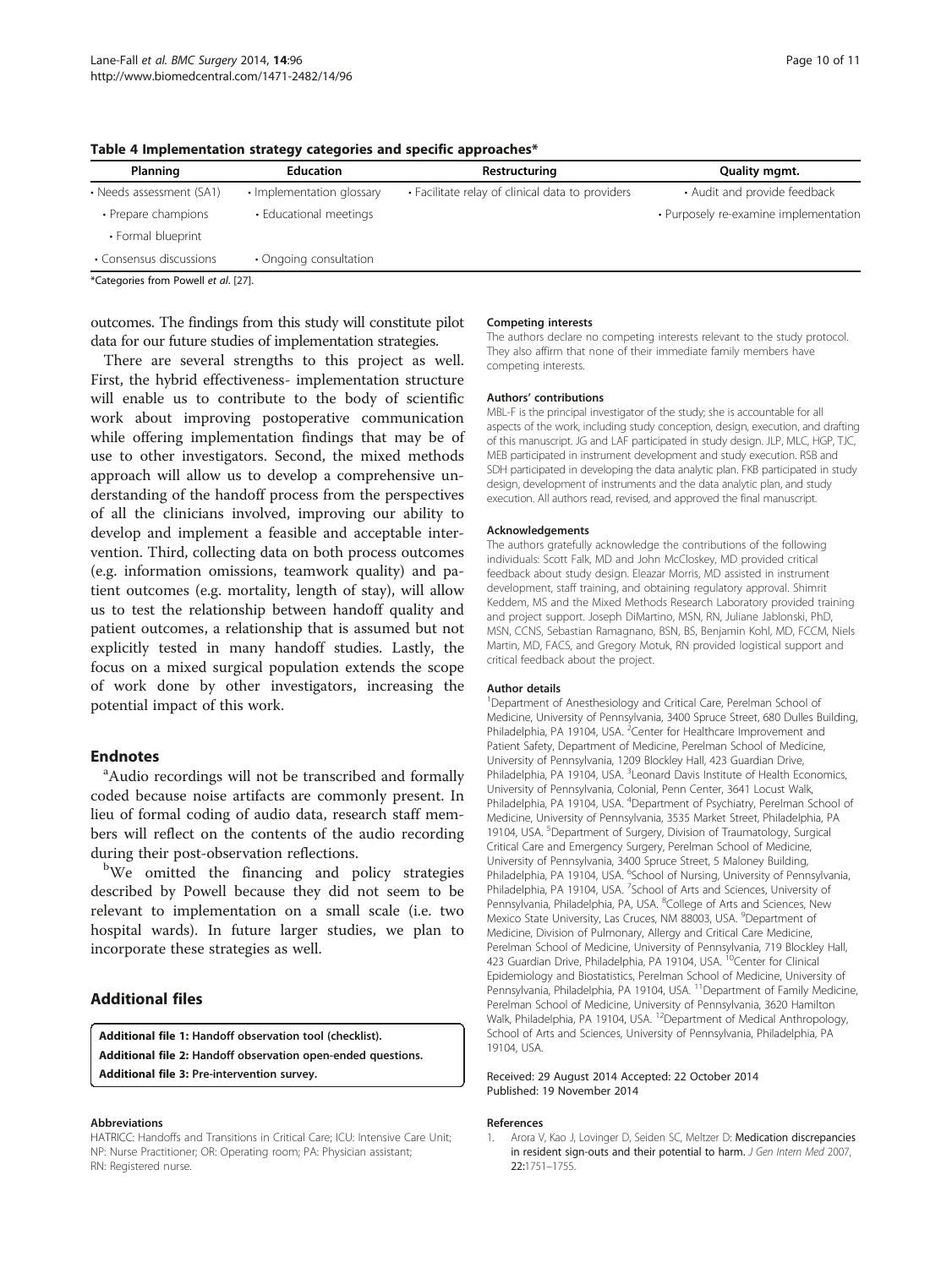**Table 4 Implementation strategy categories and specific approaches***

| Planning | Education | Restructuring | Quality mgmt. |
| --- | --- | --- | --- |
| • Needs assessment (SA1) | • Implementation glossary | • Facilitate relay of clinical data to providers | • Audit and provide feedback |
| • Prepare champions | • Educational meetings | | • Purposely re-examine implementation |
| • Formal blueprint | | | |
| • Consensus discussions | • Ongoing consultation | | |

*Categories from Powell *et al.* [27].

outcomes. The findings from this study will constitute pilot data for our future studies of implementation strategies.

There are several strengths to this project as well. First, the hybrid effectiveness- implementation structure will enable us to contribute to the body of scientific work about improving postoperative communication while offering implementation findings that may be of use to other investigators. Second, the mixed methods approach will allow us to develop a comprehensive understanding of the handoff process from the perspectives of all the clinicians involved, improving our ability to develop and implement a feasible and acceptable intervention. Third, collecting data on both process outcomes (e.g. information omissions, teamwork quality) and patient outcomes (e.g. mortality, length of stay), will allow us to test the relationship between handoff quality and patient outcomes, a relationship that is assumed but not explicitly tested in many handoff studies. Lastly, the focus on a mixed surgical population extends the scope of work done by other investigators, increasing the potential impact of this work.

## Endnotes

[a]Audio recordings will not be transcribed and formally coded because noise artifacts are commonly present. In lieu of formal coding of audio data, research staff members will reflect on the contents of the audio recording during their post-observation reflections.

[b]We omitted the financing and policy strategies described by Powell because they did not seem to be relevant to implementation on a small scale (i.e. two hospital wards). In future larger studies, we plan to incorporate these strategies as well.

## Additional files

**Additional file 1: Handoff observation tool (checklist).**
**Additional file 2: Handoff observation open-ended questions.**
**Additional file 3: Pre-intervention survey.**

#### Abbreviations

HATRICC: Handoffs and Transitions in Critical Care; ICU: Intensive Care Unit; NP: Nurse Practitioner; OR: Operating room; PA: Physician assistant; RN: Registered nurse.

#### Competing interests

The authors declare no competing interests relevant to the study protocol. They also affirm that none of their immediate family members have competing interests.

#### Authors' contributions

MBL-F is the principal investigator of the study; she is accountable for all aspects of the work, including study conception, design, execution, and drafting of this manuscript. JG and LAF participated in study design. JLP, MLC, HGP, TJC, MEB participated in instrument development and study execution. RSB and SDH participated in developing the data analytic plan. FKB participated in study design, development of instruments and the data analytic plan, and study execution. All authors read, revised, and approved the final manuscript.

#### Acknowledgements

The authors gratefully acknowledge the contributions of the following individuals: Scott Falk, MD and John McCloskey, MD provided critical feedback about study design. Eleazar Morris, MD assisted in instrument development, staff training, and obtaining regulatory approval. Shimrit Keddem, MS and the Mixed Methods Research Laboratory provided training and project support. Joseph DiMartino, MSN, RN, Juliane Jablonski, PhD, MSN, CCNS, Sebastian Ramagnano, BSN, BS, Benjamin Kohl, MD, FCCM, Niels Martin, MD, FACS, and Gregory Motuk, RN provided logistical support and critical feedback about the project.

#### Author details

[1]Department of Anesthesiology and Critical Care, Perelman School of Medicine, University of Pennsylvania, 3400 Spruce Street, 680 Dulles Building, Philadelphia, PA 19104, USA. [2]Center for Healthcare Improvement and Patient Safety, Department of Medicine, Perelman School of Medicine, University of Pennsylvania, 1209 Blockley Hall, 423 Guardian Drive, Philadelphia, PA 19104, USA. [3]Leonard Davis Institute of Health Economics, University of Pennsylvania, Colonial, Penn Center, 3641 Locust Walk, Philadelphia, PA 19104, USA. [4]Department of Psychiatry, Perelman School of Medicine, University of Pennsylvania, 3535 Market Street, Philadelphia, PA 19104, USA. [5]Department of Surgery, Division of Traumatology, Surgical Critical Care and Emergency Surgery, Perelman School of Medicine, University of Pennsylvania, 3400 Spruce Street, 5 Maloney Building, Philadelphia, PA 19104, USA. [6]School of Nursing, University of Pennsylvania, Philadelphia, PA 19104, USA. [7]School of Arts and Sciences, University of Pennsylvania, Philadelphia, PA, USA. [8]College of Arts and Sciences, New Mexico State University, Las Cruces, NM 88003, USA. [9]Department of Medicine, Division of Pulmonary, Allergy and Critical Care Medicine, Perelman School of Medicine, University of Pennsylvania, 719 Blockley Hall, 423 Guardian Drive, Philadelphia, PA 19104, USA. [10]Center for Clinical Epidemiology and Biostatistics, Perelman School of Medicine, University of Pennsylvania, Philadelphia, PA 19104, USA. [11]Department of Family Medicine, Perelman School of Medicine, University of Pennsylvania, 3620 Hamilton Walk, Philadelphia, PA 19104, USA. [12]Department of Medical Anthropology, School of Arts and Sciences, University of Pennsylvania, Philadelphia, PA 19104, USA.

Received: 29 August 2014 Accepted: 22 October 2014
Published: 19 November 2014

#### References

1. Arora V, Kao J, Lovinger D, Seiden SC, Meltzer D: **Medication discrepancies in resident sign-outs and their potential to harm.** *J Gen Intern Med* 2007, **22:**1751–1755.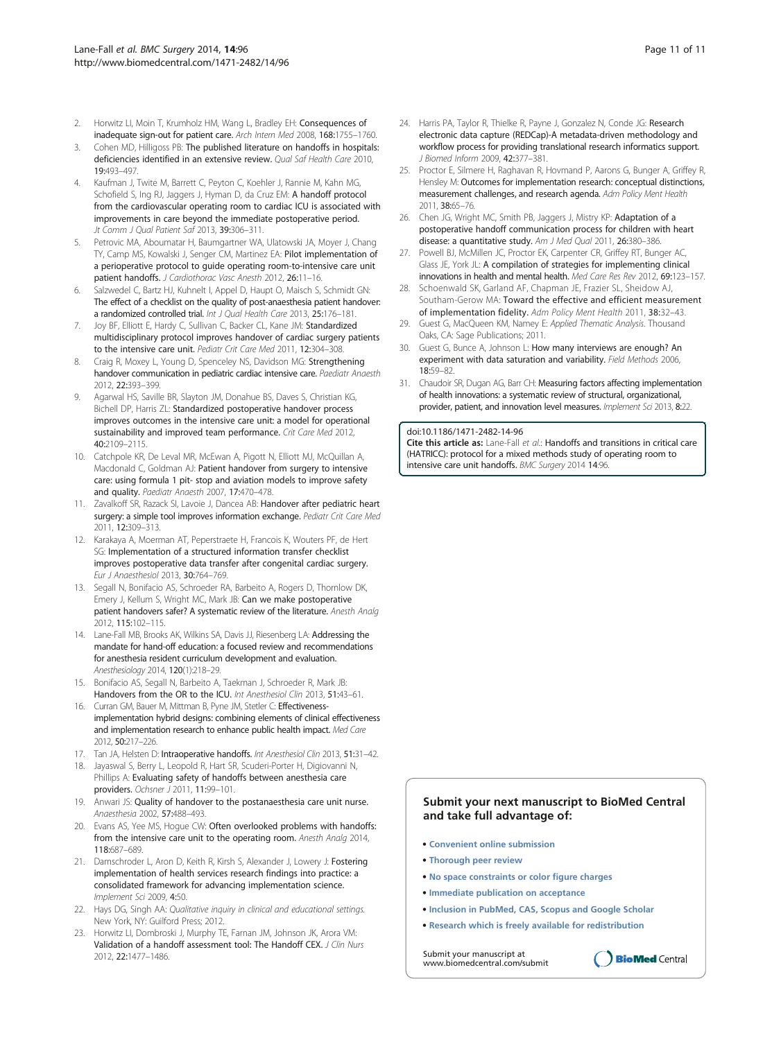2. Horwitz LI, Moin T, Krumholz HM, Wang L, Bradley EH: **Consequences of inadequate sign-out for patient care.** *Arch Intern Med* 2008, **168:**1755–1760.
3. Cohen MD, Hilligoss PB: **The published literature on handoffs in hospitals: deficiencies identified in an extensive review.** *Qual Saf Health Care* 2010, **19:**493–497.
4. Kaufman J, Twite M, Barrett C, Peyton C, Koehler J, Rannie M, Kahn MG, Schofield S, Ing RJ, Jaggers J, Hyman D, da Cruz EM: **A handoff protocol from the cardiovascular operating room to cardiac ICU is associated with improvements in care beyond the immediate postoperative period.** *Jt Comm J Qual Patient Saf* 2013, **39:**306–311.
5. Petrovic MA, Aboumatar H, Baumgartner WA, Ulatowski JA, Moyer J, Chang TY, Camp MS, Kowalski J, Senger CM, Martinez EA: **Pilot implementation of a perioperative protocol to guide operating room-to-intensive care unit patient handoffs.** *J Cardiothorac Vasc Anesth* 2012, **26:**11–16.
6. Salzwedel C, Bartz HJ, Kuhnelt I, Appel D, Haupt O, Maisch S, Schmidt GN: **The effect of a checklist on the quality of post-anaesthesia patient handover: a randomized controlled trial.** *Int J Qual Health Care* 2013, **25:**176–181.
7. Joy BF, Elliott E, Hardy C, Sullivan C, Backer CL, Kane JM: **Standardized multidisciplinary protocol improves handover of cardiac surgery patients to the intensive care unit.** *Pediatr Crit Care Med* 2011, **12:**304–308.
8. Craig R, Moxey L, Young D, Spenceley NS, Davidson MG: **Strengthening handover communication in pediatric cardiac intensive care.** *Paediatr Anaesth* 2012, **22:**393–399.
9. Agarwal HS, Saville BR, Slayton JM, Donahue BS, Daves S, Christian KG, Bichell DP, Harris ZL: **Standardized postoperative handover process improves outcomes in the intensive care unit: a model for operational sustainability and improved team performance.** *Crit Care Med* 2012, **40:**2109–2115.
10. Catchpole KR, De Leval MR, McEwan A, Pigott N, Elliott MJ, McQuillan A, Macdonald C, Goldman AJ: **Patient handover from surgery to intensive care: using formula 1 pit- stop and aviation models to improve safety and quality.** *Paediatr Anaesth* 2007, **17:**470–478.
11. Zavalkoff SR, Razack SI, Lavoie J, Dancea AB: **Handover after pediatric heart surgery: a simple tool improves information exchange.** *Pediatr Crit Care Med* 2011, **12:**309–313.
12. Karakaya A, Moerman AT, Peperstraete H, Francois K, Wouters PF, de Hert SG: **Implementation of a structured information transfer checklist improves postoperative data transfer after congenital cardiac surgery.** *Eur J Anaesthesiol* 2013, **30:**764–769.
13. Segall N, Bonifacio AS, Schroeder RA, Barbeito A, Rogers D, Thornlow DK, Emery J, Kellum S, Wright MC, Mark JB: **Can we make postoperative patient handovers safer? A systematic review of the literature.** *Anesth Analg* 2012, **115:**102–115.
14. Lane-Fall MB, Brooks AK, Wilkins SA, Davis JJ, Riesenberg LA: **Addressing the mandate for hand-off education: a focused review and recommendations for anesthesia resident curriculum development and evaluation.** *Anesthesiology* 2014, **120**(1):218–29.
15. Bonifacio AS, Segall N, Barbeito A, Taekman J, Schroeder R, Mark JB: **Handovers from the OR to the ICU.** *Int Anesthesiol Clin* 2013, **51:**43–61.
16. Curran GM, Bauer M, Mittman B, Pyne JM, Stetler C: **Effectiveness-implementation hybrid designs: combining elements of clinical effectiveness and implementation research to enhance public health impact.** *Med Care* 2012, **50:**217–226.
17. Tan JA, Helsten D: **Intraoperative handoffs.** *Int Anesthesiol Clin* 2013, **51:**31–42.
18. Jayaswal S, Berry L, Leopold R, Hart SR, Scuderi-Porter H, Digiovanni N, Phillips A: **Evaluating safety of handoffs between anesthesia care providers.** *Ochsner J* 2011, **11:**99–101.
19. Anwari JS: **Quality of handover to the postanaesthesia care unit nurse.** *Anaesthesia* 2002, **57:**488–493.
20. Evans AS, Yee MS, Hogue CW: **Often overlooked problems with handoffs: from the intensive care unit to the operating room.** *Anesth Analg* 2014, **118:**687–689.
21. Damschroder L, Aron D, Keith R, Kirsh S, Alexander J, Lowery J: **Fostering implementation of health services research findings into practice: a consolidated framework for advancing implementation science.** *Implement Sci* 2009, **4:**50.
22. Hays DG, Singh AA: *Qualitative inquiry in clinical and educational settings.* New York, NY: Guilford Press; 2012.
23. Horwitz LI, Dombroski J, Murphy TE, Farnan JM, Johnson JK, Arora VM: **Validation of a handoff assessment tool: The Handoff CEX.** *J Clin Nurs* 2012, **22:**1477–1486.
24. Harris PA, Taylor R, Thielke R, Payne J, Gonzalez N, Conde JG: **Research electronic data capture (REDCap)-A metadata-driven methodology and workflow process for providing translational research informatics support.** *J Biomed Inform* 2009, **42:**377–381.
25. Proctor E, Silmere H, Raghavan R, Hovmand P, Aarons G, Bunger A, Griffey R, Hensley M: **Outcomes for implementation research: conceptual distinctions, measurement challenges, and research agenda.** *Adm Policy Ment Health* 2011, **38:**65–76.
26. Chen JG, Wright MC, Smith PB, Jaggers J, Mistry KP: **Adaptation of a postoperative handoff communication process for children with heart disease: a quantitative study.** *Am J Med Qual* 2011, **26:**380–386.
27. Powell BJ, McMillen JC, Proctor EK, Carpenter CR, Griffey RT, Bunger AC, Glass JE, York JL: **A compilation of strategies for implementing clinical innovations in health and mental health.** *Med Care Res Rev* 2012, **69:**123–157.
28. Schoenwald SK, Garland AF, Chapman JE, Frazier SL, Sheidow AJ, Southam-Gerow MA: **Toward the effective and efficient measurement of implementation fidelity.** *Adm Policy Ment Health* 2011, **38:**32–43.
29. Guest G, MacQueen KM, Namey E: *Applied Thematic Analysis.* Thousand Oaks, CA: Sage Publications; 2011.
30. Guest G, Bunce A, Johnson L: **How many interviews are enough? An experiment with data saturation and variability.** *Field Methods* 2006, **18:**59–82.
31. Chaudoir SR, Dugan AG, Barr CH: **Measuring factors affecting implementation of health innovations: a systematic review of structural, organizational, provider, patient, and innovation level measures.** *Implement Sci* 2013, **8:**22.

doi:10.1186/1471-2482-14-96

**Cite this article as:** Lane-Fall *et al.*: Handoffs and transitions in critical care (HATRICC): protocol for a mixed methods study of operating room to intensive care unit handoffs. *BMC Surgery* 2014 **14**:96.

**Submit your next manuscript to BioMed Central and take full advantage of:**

- **Convenient online submission**
- **Thorough peer review**
- **No space constraints or color figure charges**
- **Immediate publication on acceptance**
- **Inclusion in PubMed, CAS, Scopus and Google Scholar**
- **Research which is freely available for redistribution**

Submit your manuscript at
www.biomedcentral.com/submit

BioMed Central